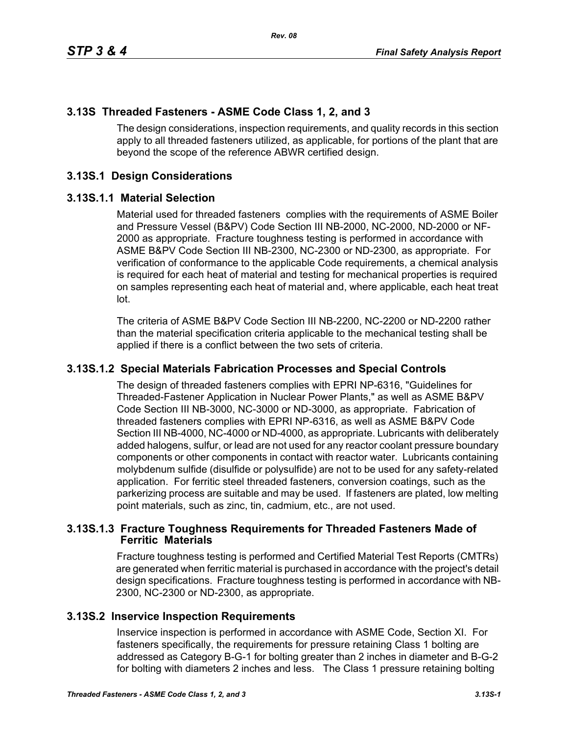## 3.13S Threaded Fasteners - ASME Code Class 1, 2, and 3

The design considerations, inspection requirements, and quality records in this section apply to all threaded fasteners utilized, as applicable, for portions of the plant that are beyond the scope of the reference ABWR certified design.

## 3.13S.1 Design Considerations

### 3.13S.1.1 Material Selection

Material used for threaded fasteners complies with the requirements of ASME Boiler and Pressure Vessel (B&PV) Code Section III NB-2000, NC-2000, ND-2000 or NF-2000 as appropriate. Fracture toughness testing is performed in accordance with ASME B&PV Code Section III NB-2300, NC-2300 or ND-2300, as appropriate. For verification of conformance to the applicable Code requirements, a chemical analysis is required for each heat of material and testing for mechanical properties is required on samples representing each heat of material and, where applicable, each heat treat lot.

The criteria of ASME B&PV Code Section III NB-2200, NC-2200 or ND-2200 rather than the material specification criteria applicable to the mechanical testing shall be applied if there is a conflict between the two sets of criteria.

### 3.13S.1.2 Special Materials Fabrication Processes and Special Controls

The design of threaded fasteners complies with EPRI NP-6316, "Guidelines for Threaded-Fastener Application in Nuclear Power Plants," as well as ASME B&PV Code Section III NB-3000, NC-3000 or ND-3000, as appropriate. Fabrication of threaded fasteners complies with EPRI NP-6316, as well as ASME B&PV Code Section III NB-4000, NC-4000 or ND-4000, as appropriate. Lubricants with deliberately added halogens, sulfur, or lead are not used for any reactor coolant pressure boundary components or other components in contact with reactor water. Lubricants containing molybdenum sulfide (disulfide or polysulfide) are not to be used for any safety-related application. For ferritic steel threaded fasteners, conversion coatings, such as the parkerizing process are suitable and may be used. If fasteners are plated, low melting point materials, such as zinc, tin, cadmium, etc., are not used.

### 3.13S.1.3 Fracture Toughness Requirements for Threaded Fasteners Made of Ferritic Materials

Fracture toughness testing is performed and Certified Material Test Reports (CMTRs) are generated when ferritic material is purchased in accordance with the project's detail design specifications. Fracture toughness testing is performed in accordance with NB-2300, NC-2300 or ND-2300, as appropriate.

## 3.13S.2 Inservice Inspection Requirements

Inservice inspection is performed in accordance with ASME Code, Section XI. For fasteners specifically, the requirements for pressure retaining Class 1 bolting are addressed as Category B-G-1 for bolting greater than 2 inches in diameter and B-G-2 for bolting with diameters 2 inches and less. The Class 1 pressure retaining bolting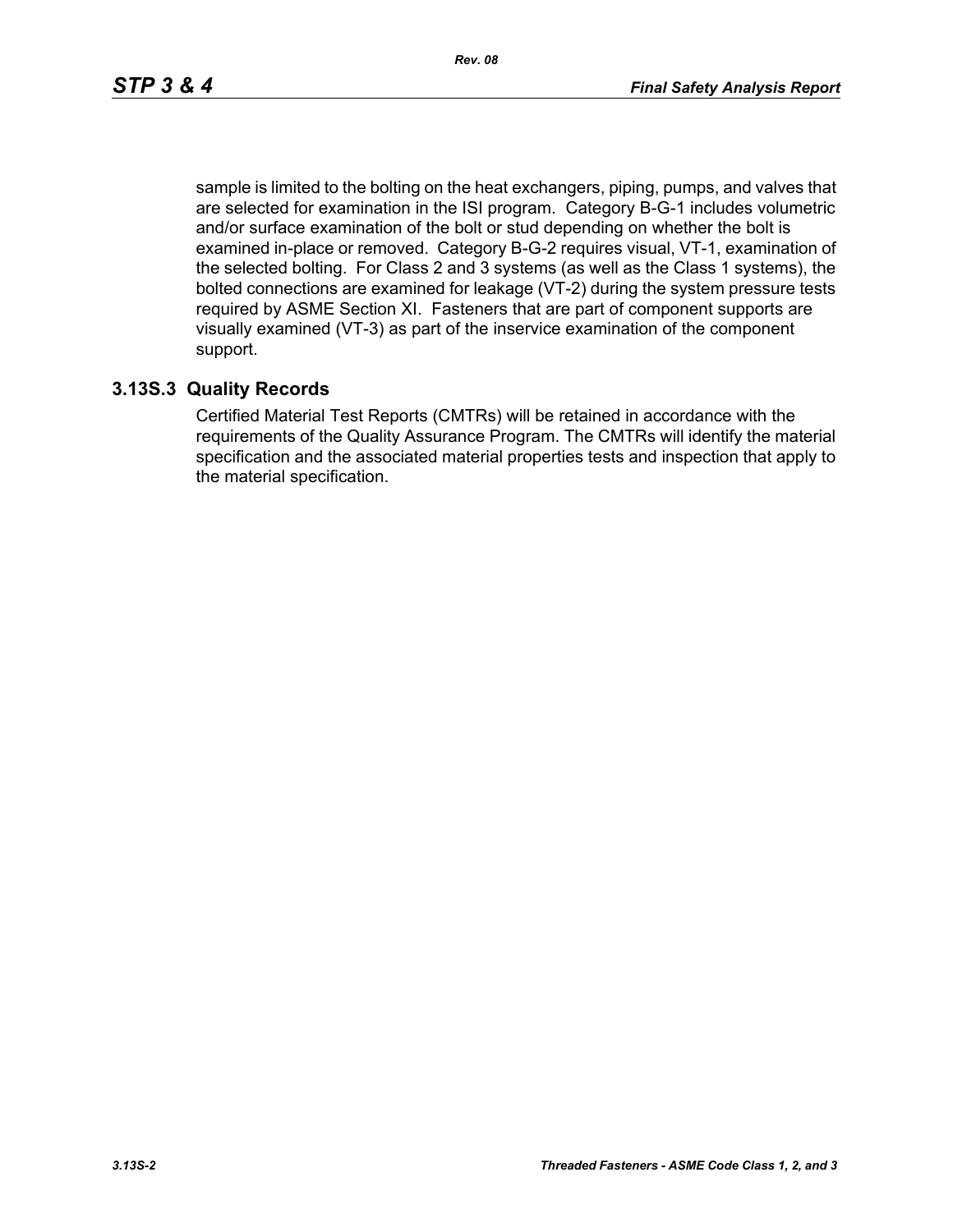sample is limited to the bolting on the heat exchangers, piping, pumps, and valves that are selected for examination in the ISI program. Category B-G-1 includes volumetric and/or surface examination of the bolt or stud depending on whether the bolt is examined in-place or removed. Category B-G-2 requires visual, VT-1, examination of the selected bolting. For Class 2 and 3 systems (as well as the Class 1 systems), the bolted connections are examined for leakage (VT-2) during the system pressure tests required by ASME Section XI. Fasteners that are part of component supports are visually examined (VT-3) as part of the inservice examination of the component support.

## 3.13S.3 Quality Records

Certified Material Test Reports (CMTRs) will be retained in accordance with the requirements of the Quality Assurance Program. The CMTRs will identify the material specification and the associated material properties tests and inspection that apply to the material specification.